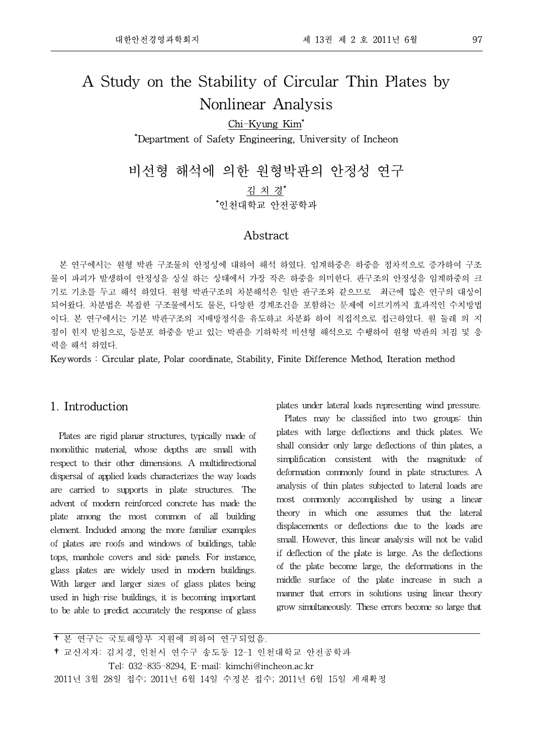# A Study on the Stability of Circular Thin Plates by Nonlinear Analysis

Chi-Kyung Kim*

*Department of Safety Engineering, University of Incheon

# 비선형 해석에 의한 원형박판의 안정성 연구

김 치 경*

*인천대학교 안전공학과

## Abstract

본 연구에서는 원형 박판 구조물의 안정성에 대하여 해석 하였다. 임계하중은 하중을 점차적으로 증가하여 구조물이 파괴가 발생하여 안정성을 상실 하는 상태에서 가장 작은 하중을 의미한다. 판구조의 안정성을 임계하중의 크기로 기초를 두고 해석 하였다. 원형 박판구조의 차분해석은 일반 판구조와 같으므로 최근에 많은 연구의 대상이 되어왔다. 차분법은 복잡한 구조물에서도 물론, 다양한 경계조건을 포함하는 문제에 이르기까지 효과적인 수치방법이다. 본 연구에서는 기본 박판구조의 지배방정식을 유도하고 차분화 하여 직접적으로 접근하였다. 원 둘레 의 지점이 힌지 받침으로, 등분포 하중을 받고 있는 박판을 기하학적 비선형 해석으로 수행하여 원형 박판의 처짐 및 응력을 해석 하였다.

Keywords : Circular plate, Polar coordinate, Stability, Finite Difference Method, Iteration method

## 1. Introduction

Plates are rigid planar structures, typically made of monolithic material, whose depths are small with respect to their other dimensions. A multidirectional dispersal of applied loads characterizes the way loads are carried to supports in plate structures. The advent of modern reinforced concrete has made the plate among the most common of all building element. Included among the more familiar examples of plates are roofs and windows of buildings, table tops, manhole covers and side panels. For instance, glass plates are widely used in modern buildings. With larger and larger sizes of glass plates being used in high-rise buildings, it is becoming important to be able to predict accurately the response of glass plates under lateral loads representing wind pressure.

Plates may be classified into two groups: thin plates with large deflections and thick plates. We shall consider only large deflections of thin plates, a simplification consistent with the magnitude of deformation commonly found in plate structures. A analysis of thin plates subjected to lateral loads are most commonly accomplished by using a linear theory in which one assumes that the lateral displacements or deflections due to the loads are small. However, this linear analysis will not be valid if deflection of the plate is large. As the deflections of the plate become large, the deformations in the middle surface of the plate increase in such a manner that errors in solutions using linear theory grow simultaneously. These errors become so large that

---

† 본 연구는 국토해양부 지원에 의하여 연구되었음.

† 교신저자: 김치경, 인천시 연수구 송도동 12-1 인천대학교 안전공학과

Tel: 032-835-8294, E-mail: kimchi@incheon.ac.kr

2011년 3월 28일 접수; 2011년 6월 14일 수정본 접수; 2011년 6월 15일 게재확정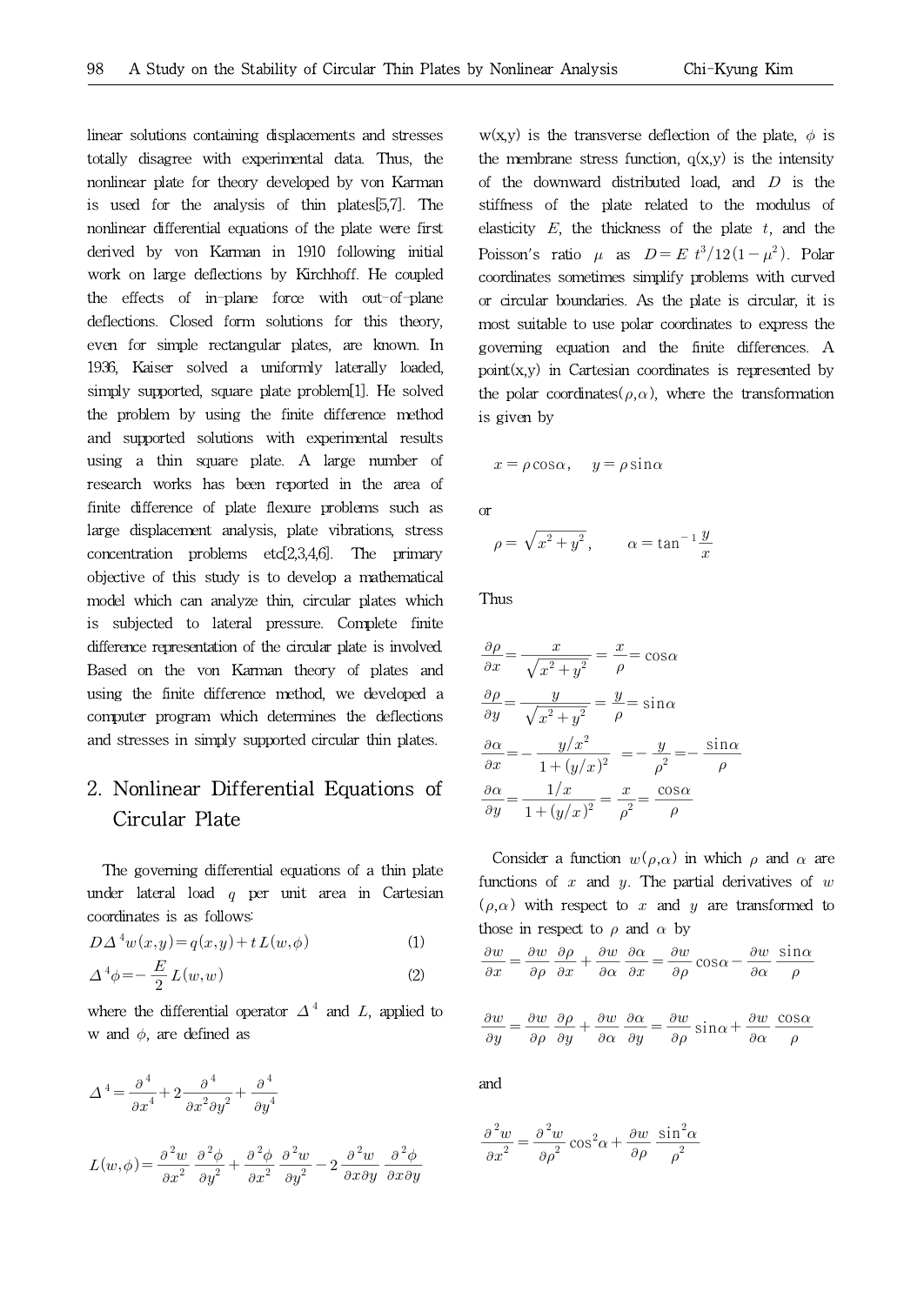linear solutions containing displacements and stresses totally disagree with experimental data. Thus, the nonlinear plate for theory developed by von Karman is used for the analysis of thin plates[5,7]. The nonlinear differential equations of the plate were first derived by von Karman in 1910 following initial work on large deflections by Kirchhoff. He coupled the effects of in-plane force with out-of-plane deflections. Closed form solutions for this theory, even for simple rectangular plates, are known. In 1936, Kaiser solved a uniformly laterally loaded, simply supported, square plate problem[1]. He solved the problem by using the finite difference method and supported solutions with experimental results using a thin square plate. A large number of research works has been reported in the area of finite difference of plate flexure problems such as large displacement analysis, plate vibrations, stress concentration problems etc[2,3,4,6]. The primary objective of this study is to develop a mathematical model which can analyze thin, circular plates which is subjected to lateral pressure. Complete finite difference representation of the circular plate is involved. Based on the von Karman theory of plates and using the finite difference method, we developed a computer program which determines the deflections and stresses in simply supported circular thin plates.

## 2. Nonlinear Differential Equations of Circular Plate

The governing differential equations of a thin plate under lateral load $q$ per unit area in Cartesian coordinates is as follows:

$$D\Delta^4 w(x,y) = q(x,y) + t\,L(w,\phi) \tag{1}$$

$$\Delta^4 \phi = -\frac{E}{2} L(w,w) \tag{2}$$

where the differential operator $\Delta^4$ and $L$, applied to w and $\phi$, are defined as

$$\Delta^4 = \frac{\partial^4}{\partial x^4} + 2\frac{\partial^4}{\partial x^2 \partial y^2} + \frac{\partial^4}{\partial y^4}$$

$$L(w,\phi) = \frac{\partial^2 w}{\partial x^2}\frac{\partial^2 \phi}{\partial y^2} + \frac{\partial^2 \phi}{\partial x^2}\frac{\partial^2 w}{\partial y^2} - 2\frac{\partial^2 w}{\partial x \partial y}\frac{\partial^2 \phi}{\partial x \partial y}$$

w(x,y) is the transverse deflection of the plate, $\phi$ is the membrane stress function, q(x,y) is the intensity of the downward distributed load, and $D$ is the stiffness of the plate related to the modulus of elasticity $E$, the thickness of the plate $t$, and the Poisson's ratio $\mu$ as $D = E\,t^3/12(1-\mu^2)$. Polar coordinates sometimes simplify problems with curved or circular boundaries. As the plate is circular, it is most suitable to use polar coordinates to express the governing equation and the finite differences. A point(x,y) in Cartesian coordinates is represented by the polar coordinates($\rho,\alpha$), where the transformation is given by

$$x = \rho\cos\alpha, \quad y = \rho\sin\alpha$$

or

$$\rho = \sqrt{x^2+y^2}, \qquad \alpha = \tan^{-1}\frac{y}{x}$$

Thus

$$\frac{\partial \rho}{\partial x} = \frac{x}{\sqrt{x^2+y^2}} = \frac{x}{\rho} = \cos\alpha$$

$$\frac{\partial \rho}{\partial y} = \frac{y}{\sqrt{x^2+y^2}} = \frac{y}{\rho} = \sin\alpha$$

$$\frac{\partial \alpha}{\partial x} = -\frac{y/x^2}{1+(y/x)^2} = -\frac{y}{\rho^2} = -\frac{\sin\alpha}{\rho}$$

$$\frac{\partial \alpha}{\partial y} = \frac{1/x}{1+(y/x)^2} = \frac{x}{\rho^2} = \frac{\cos\alpha}{\rho}$$

Consider a function $w(\rho,\alpha)$ in which $\rho$ and $\alpha$ are functions of $x$ and $y$. The partial derivatives of $w(\rho,\alpha)$ with respect to $x$ and $y$ are transformed to those in respect to $\rho$ and $\alpha$ by

$$\frac{\partial w}{\partial x} = \frac{\partial w}{\partial \rho}\frac{\partial \rho}{\partial x} + \frac{\partial w}{\partial \alpha}\frac{\partial \alpha}{\partial x} = \frac{\partial w}{\partial \rho}\cos\alpha - \frac{\partial w}{\partial \alpha}\frac{\sin\alpha}{\rho}$$

$$\frac{\partial w}{\partial y} = \frac{\partial w}{\partial \rho}\frac{\partial \rho}{\partial y} + \frac{\partial w}{\partial \alpha}\frac{\partial \alpha}{\partial y} = \frac{\partial w}{\partial \rho}\sin\alpha + \frac{\partial w}{\partial \alpha}\frac{\cos\alpha}{\rho}$$

and

$$\frac{\partial^2 w}{\partial x^2} = \frac{\partial^2 w}{\partial \rho^2}\cos^2\alpha + \frac{\partial w}{\partial \rho}\frac{\sin^2\alpha}{\rho^2}$$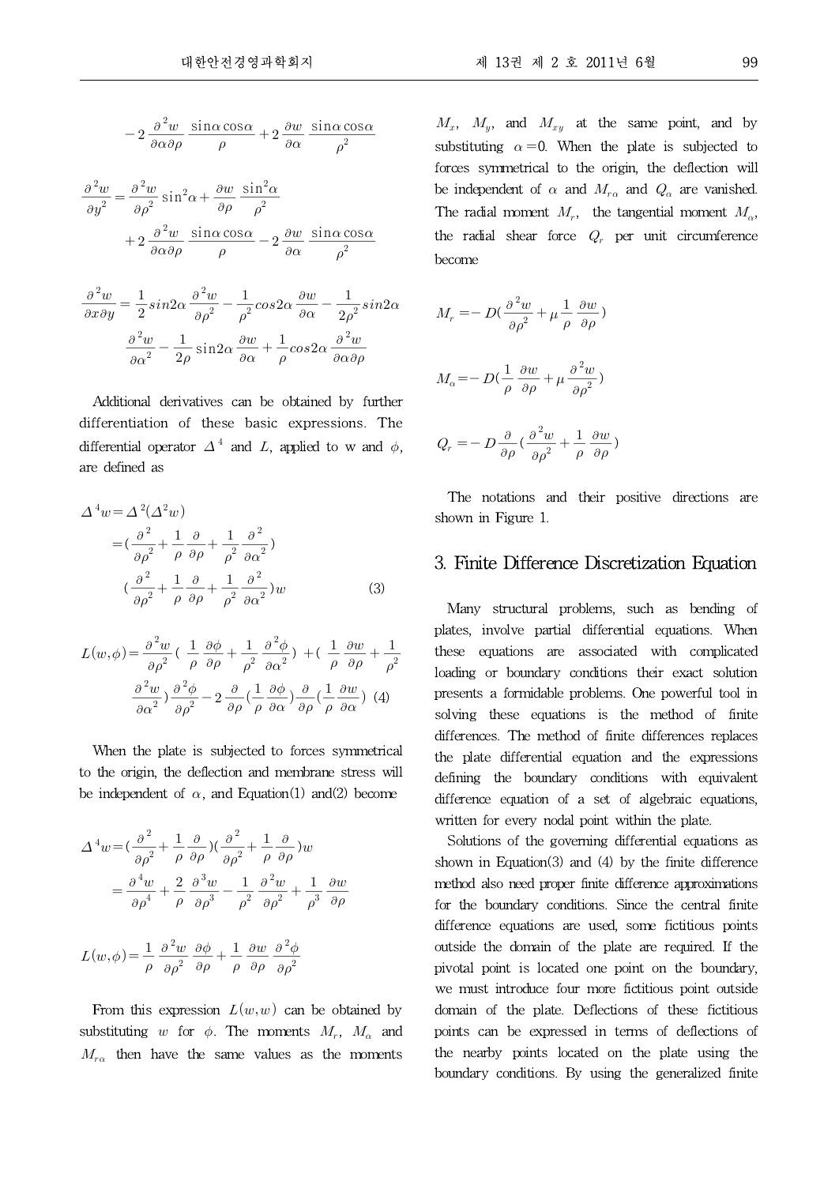$$-2\frac{\partial^2 w}{\partial\alpha\partial\rho}\frac{\sin\alpha\cos\alpha}{\rho}+2\frac{\partial w}{\partial\alpha}\frac{\sin\alpha\cos\alpha}{\rho^2}$$

$$\frac{\partial^2 w}{\partial y^2}=\frac{\partial^2 w}{\partial\rho^2}\sin^2\alpha+\frac{\partial w}{\partial\rho}\frac{\sin^2\alpha}{\rho^2}$$

$$+2\frac{\partial^2 w}{\partial\alpha\partial\rho}\frac{\sin\alpha\cos\alpha}{\rho}-2\frac{\partial w}{\partial\alpha}\frac{\sin\alpha\cos\alpha}{\rho^2}$$

$$\frac{\partial^2 w}{\partial x\partial y}=\frac{1}{2}sin2\alpha\frac{\partial^2 w}{\partial\rho^2}-\frac{1}{\rho^2}cos2\alpha\frac{\partial w}{\partial\alpha}-\frac{1}{2\rho^2}sin2\alpha$$

$$\frac{\partial^2 w}{\partial\alpha^2}-\frac{1}{2\rho}\sin2\alpha\frac{\partial w}{\partial\alpha}+\frac{1}{\rho}cos2\alpha\frac{\partial^2 w}{\partial\alpha\partial\rho}$$

Additional derivatives can be obtained by further differentiation of these basic expressions. The differential operator $\Delta^4$ and $L$, applied to w and $\phi$, are defined as

$$\Delta^4 w=\Delta^2(\Delta^2 w)$$
$$=(\frac{\partial^2}{\partial\rho^2}+\frac{1}{\rho}\frac{\partial}{\partial\rho}+\frac{1}{\rho^2}\frac{\partial^2}{\partial\alpha^2})$$
$$(\frac{\partial^2}{\partial\rho^2}+\frac{1}{\rho}\frac{\partial}{\partial\rho}+\frac{1}{\rho^2}\frac{\partial^2}{\partial\alpha^2})w \quad (3)$$

$$L(w,\phi)=\frac{\partial^2 w}{\partial\rho^2}(\frac{1}{\rho}\frac{\partial\phi}{\partial\rho}+\frac{1}{\rho^2}\frac{\partial^2\phi}{\partial\alpha^2})+(\frac{1}{\rho}\frac{\partial w}{\partial\rho}+\frac{1}{\rho^2}$$
$$\frac{\partial^2 w}{\partial\alpha^2})\frac{\partial^2\phi}{\partial\rho^2}-2\frac{\partial}{\partial\rho}(\frac{1}{\rho}\frac{\partial\phi}{\partial\alpha})\frac{\partial}{\partial\rho}(\frac{1}{\rho}\frac{\partial w}{\partial\alpha}) \quad (4)$$

When the plate is subjected to forces symmetrical to the origin, the deflection and membrane stress will be independent of $\alpha$, and Equation(1) and(2) become

$$\Delta^4 w=(\frac{\partial^2}{\partial\rho^2}+\frac{1}{\rho}\frac{\partial}{\partial\rho})(\frac{\partial^2}{\partial\rho^2}+\frac{1}{\rho}\frac{\partial}{\partial\rho})w$$
$$=\frac{\partial^4 w}{\partial\rho^4}+\frac{2}{\rho}\frac{\partial^3 w}{\partial\rho^3}-\frac{1}{\rho^2}\frac{\partial^2 w}{\partial\rho^2}+\frac{1}{\rho^3}\frac{\partial w}{\partial\rho}$$

$$L(w,\phi)=\frac{1}{\rho}\frac{\partial^2 w}{\partial\rho^2}\frac{\partial\phi}{\partial\rho}+\frac{1}{\rho}\frac{\partial w}{\partial\rho}\frac{\partial^2\phi}{\partial\rho^2}$$

From this expression $L(w,w)$ can be obtained by substituting $w$ for $\phi$. The moments $M_r$, $M_\alpha$ and $M_{r\alpha}$ then have the same values as the moments $M_x$, $M_y$, and $M_{xy}$ at the same point, and by substituting $\alpha=0$. When the plate is subjected to forces symmetrical to the origin, the deflection will be independent of $\alpha$ and $M_{r\alpha}$ and $Q_\alpha$ are vanished. The radial moment $M_r$, the tangential moment $M_\alpha$, the radial shear force $Q_r$ per unit circumference become

$$M_r=-D(\frac{\partial^2 w}{\partial\rho^2}+\mu\frac{1}{\rho}\frac{\partial w}{\partial\rho})$$

$$M_\alpha=-D(\frac{1}{\rho}\frac{\partial w}{\partial\rho}+\mu\frac{\partial^2 w}{\partial\rho^2})$$

$$Q_r=-D\frac{\partial}{\partial\rho}(\frac{\partial^2 w}{\partial\rho^2}+\frac{1}{\rho}\frac{\partial w}{\partial\rho})$$

The notations and their positive directions are shown in Figure 1.

## 3. Finite Difference Discretization Equation

Many structural problems, such as bending of plates, involve partial differential equations. When these equations are associated with complicated loading or boundary conditions their exact solution presents a formidable problems. One powerful tool in solving these equations is the method of finite differences. The method of finite differences replaces the plate differential equation and the expressions defining the boundary conditions with equivalent difference equation of a set of algebraic equations, written for every nodal point within the plate.

Solutions of the governing differential equations as shown in Equation(3) and (4) by the finite difference method also need proper finite difference approximations for the boundary conditions. Since the central finite difference equations are used, some fictitious points outside the domain of the plate are required. If the pivotal point is located one point on the boundary, we must introduce four more fictitious point outside domain of the plate. Deflections of these fictitious points can be expressed in terms of deflections of the nearby points located on the plate using the boundary conditions. By using the generalized finite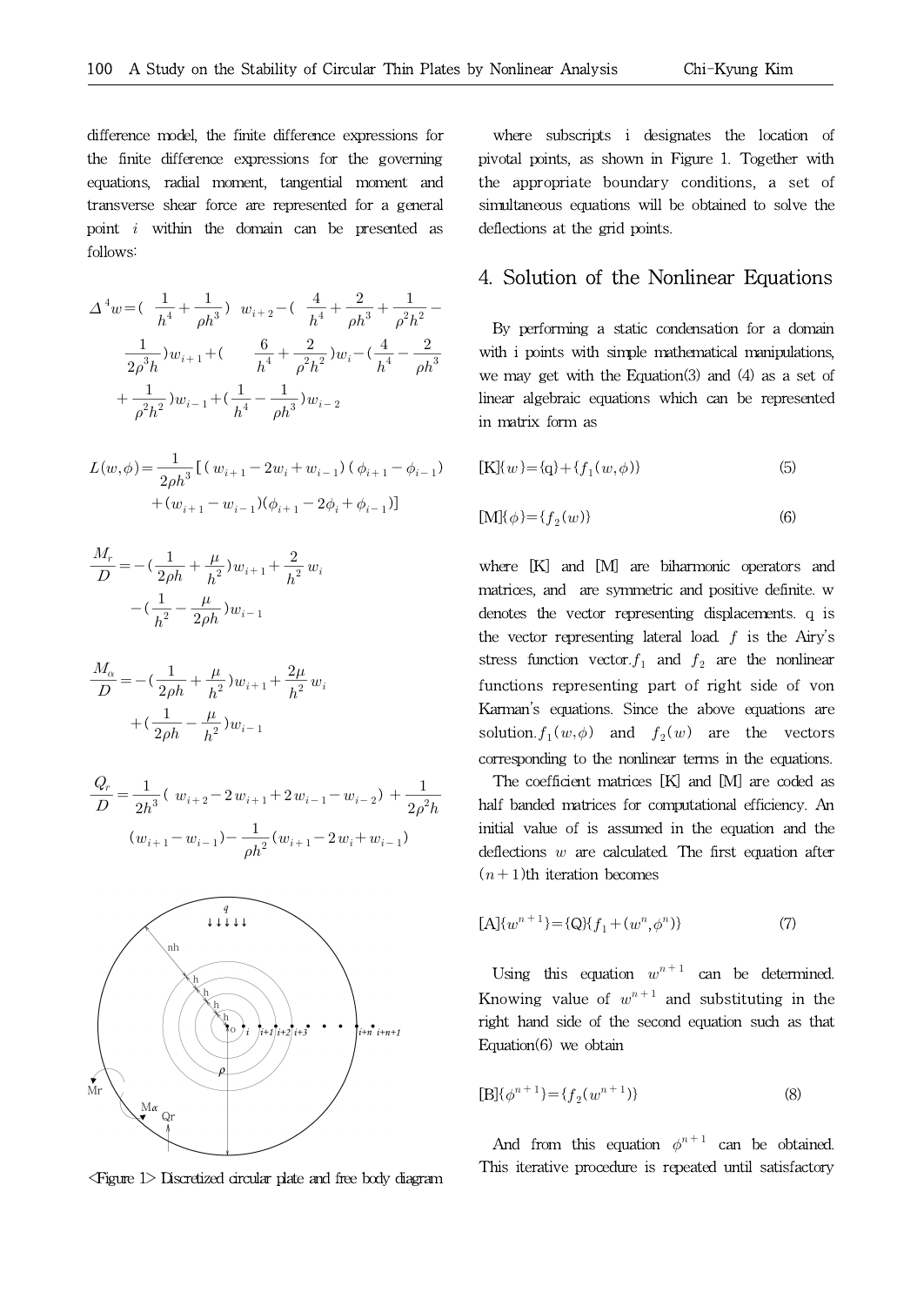difference model, the finite difference expressions for the finite difference expressions for the governing equations, radial moment, tangential moment and transverse shear force are represented for a general point $i$ within the domain can be presented as follows:

$$\Delta^4 w = \left(\frac{1}{h^4} + \frac{1}{\rho h^3}\right) w_{i+2} - \left(\frac{4}{h^4} + \frac{2}{\rho h^3} + \frac{1}{\rho^2 h^2} - \frac{1}{2\rho^3 h}\right) w_{i+1} + \left(\frac{6}{h^4} + \frac{2}{\rho^2 h^2}\right) w_i - \left(\frac{4}{h^4} - \frac{2}{\rho h^3} + \frac{1}{\rho^2 h^2}\right) w_{i-1} + \left(\frac{1}{h^4} - \frac{1}{\rho h^3}\right) w_{i-2}$$

$$L(w, \phi) = \frac{1}{2\rho h^3}\left[(w_{i+1} - 2w_i + w_{i-1})(\phi_{i+1} - \phi_{i-1}) + (w_{i+1} - w_{i-1})(\phi_{i+1} - 2\phi_i + \phi_{i-1})\right]$$

$$\frac{M_r}{D} = -\left(\frac{1}{2\rho h} + \frac{\mu}{h^2}\right) w_{i+1} + \frac{2}{h^2} w_i - \left(\frac{1}{h^2} - \frac{\mu}{2\rho h}\right) w_{i-1}$$

$$\frac{M_\alpha}{D} = -\left(\frac{1}{2\rho h} + \frac{\mu}{h^2}\right) w_{i+1} + \frac{2\mu}{h^2} w_i + \left(\frac{1}{2\rho h} - \frac{\mu}{h^2}\right) w_{i-1}$$

$$\frac{Q_r}{D} = \frac{1}{2h^3}(w_{i+2} - 2w_{i+1} + 2w_{i-1} - w_{i-2}) + \frac{1}{2\rho^2 h}(w_{i+1} - w_{i-1}) - \frac{1}{\rho h^2}(w_{i+1} - 2w_i + w_{i-1})$$

<Figure 1> Discretized circular plate and free body diagram

where subscripts i designates the location of pivotal points, as shown in Figure 1. Together with the appropriate boundary conditions, a set of simultaneous equations will be obtained to solve the deflections at the grid points.

## 4. Solution of the Nonlinear Equations

By performing a static condensation for a domain with i points with simple mathematical manipulations, we may get with the Equation(3) and (4) as a set of linear algebraic equations which can be represented in matrix form as

$$[\text{K}]\{w\} = \{\text{q}\} + \{f_1(w, \phi)\} \tag{5}$$

$$[\text{M}]\{\phi\} = \{f_2(w)\} \tag{6}$$

where [K] and [M] are biharmonic operators and matrices, and are symmetric and positive definite. w denotes the vector representing displacements. q is the vector representing lateral load. $f$ is the Airy's stress function vector. $f_1$ and $f_2$ are the nonlinear functions representing part of right side of von Karman's equations. Since the above equations are solution. $f_1(w, \phi)$ and $f_2(w)$ are the vectors corresponding to the nonlinear terms in the equations.

The coefficient matrices [K] and [M] are coded as half banded matrices for computational efficiency. An initial value of is assumed in the equation and the deflections $w$ are calculated. The first equation after $(n+1)$th iteration becomes

$$[\text{A}]\{w^{n+1}\} = \{\text{Q}\}\{f_1 + (w^n, \phi^n)\} \tag{7}$$

Using this equation $w^{n+1}$ can be determined. Knowing value of $w^{n+1}$ and substituting in the right hand side of the second equation such as that Equation(6) we obtain

$$[\text{B}]\{\phi^{n+1}\} = \{f_2(w^{n+1})\} \tag{8}$$

And from this equation $\phi^{n+1}$ can be obtained. This iterative procedure is repeated until satisfactory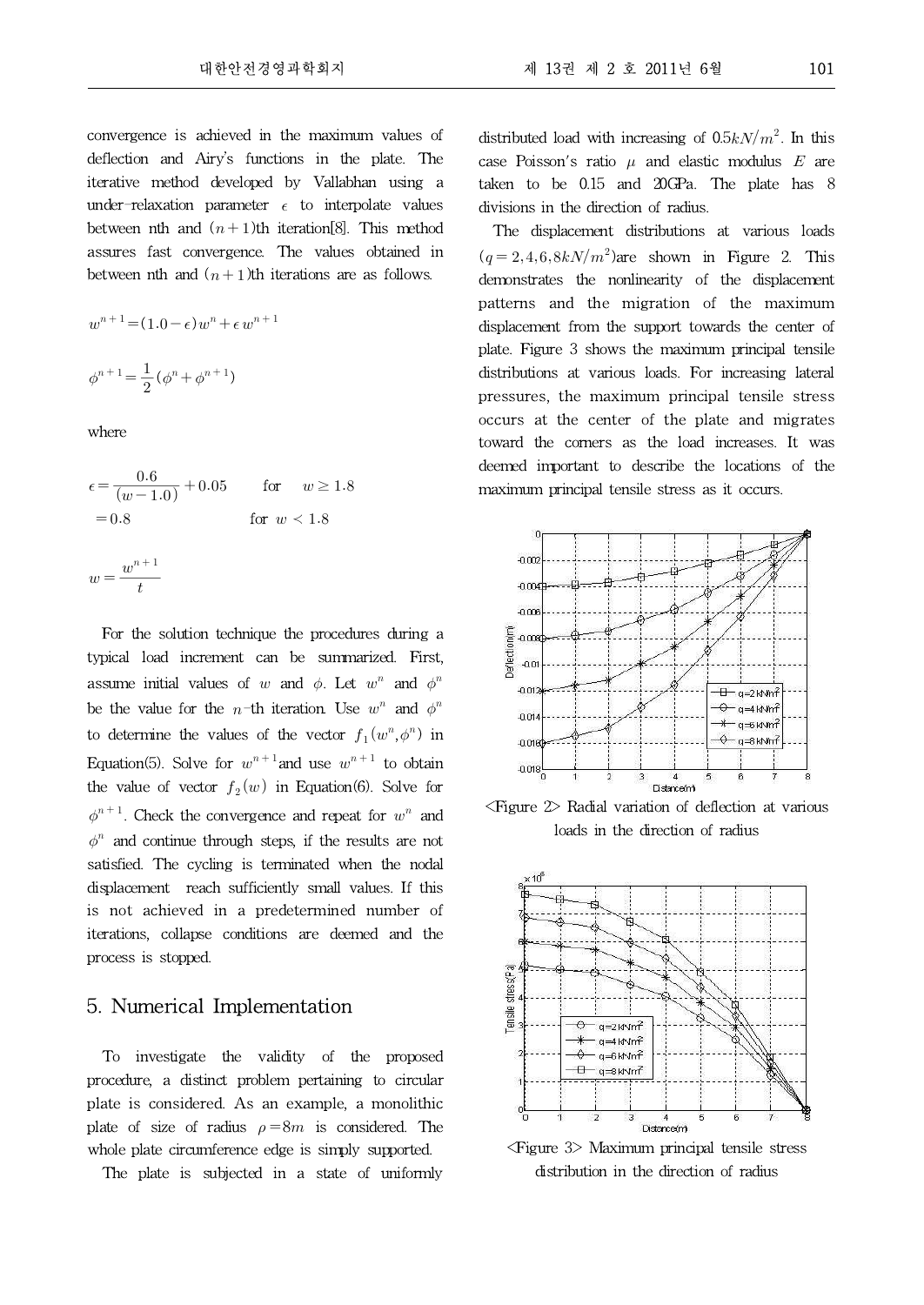convergence is achieved in the maximum values of deflection and Airy's functions in the plate. The iterative method developed by Vallabhan using a under-relaxation parameter $\epsilon$ to interpolate values between nth and $(n+1)$th iteration[8]. This method assures fast convergence. The values obtained in between nth and $(n+1)$th iterations are as follows.

$$w^{n+1} = (1.0-\epsilon)w^n + \epsilon w^{n+1}$$

$$\phi^{n+1} = \frac{1}{2}(\phi^n + \phi^{n+1})$$

where

$$\epsilon = \frac{0.6}{(w-1.0)} + 0.05 \qquad \text{for} \quad w \geq 1.8$$
$$= 0.8 \qquad \text{for } w < 1.8$$

$$w = \frac{w^{n+1}}{t}$$

For the solution technique the procedures during a typical load increment can be summarized. First, assume initial values of $w$ and $\phi$. Let $w^n$ and $\phi^n$ be the value for the $n$-th iteration. Use $w^n$ and $\phi^n$ to determine the values of the vector $f_1(w^n, \phi^n)$ in Equation(5). Solve for $w^{n+1}$and use $w^{n+1}$ to obtain the value of vector $f_2(w)$ in Equation(6). Solve for $\phi^{n+1}$. Check the convergence and repeat for $w^n$ and $\phi^n$ and continue through steps, if the results are not satisfied. The cycling is terminated when the nodal displacement reach sufficiently small values. If this is not achieved in a predetermined number of iterations, collapse conditions are deemed and the process is stopped.

## 5. Numerical Implementation

To investigate the validity of the proposed procedure, a distinct problem pertaining to circular plate is considered. As an example, a monolithic plate of size of radius $\rho = 8m$ is considered. The whole plate circumference edge is simply supported.

The plate is subjected in a state of uniformly distributed load with increasing of $0.5kN/m^2$. In this case Poisson's ratio $\mu$ and elastic modulus $E$ are taken to be 0.15 and 20GPa. The plate has 8 divisions in the direction of radius.

The displacement distributions at various loads ($q = 2, 4, 6, 8kN/m^2$)are shown in Figure 2. This demonstrates the nonlinearity of the displacement patterns and the migration of the maximum displacement from the support towards the center of plate. Figure 3 shows the maximum principal tensile distributions at various loads. For increasing lateral pressures, the maximum principal tensile stress occurs at the center of the plate and migrates toward the corners as the load increases. It was deemed important to describe the locations of the maximum principal tensile stress as it occurs.

<Figure 2> Radial variation of deflection at various loads in the direction of radius

<Figure 3> Maximum principal tensile stress distribution in the direction of radius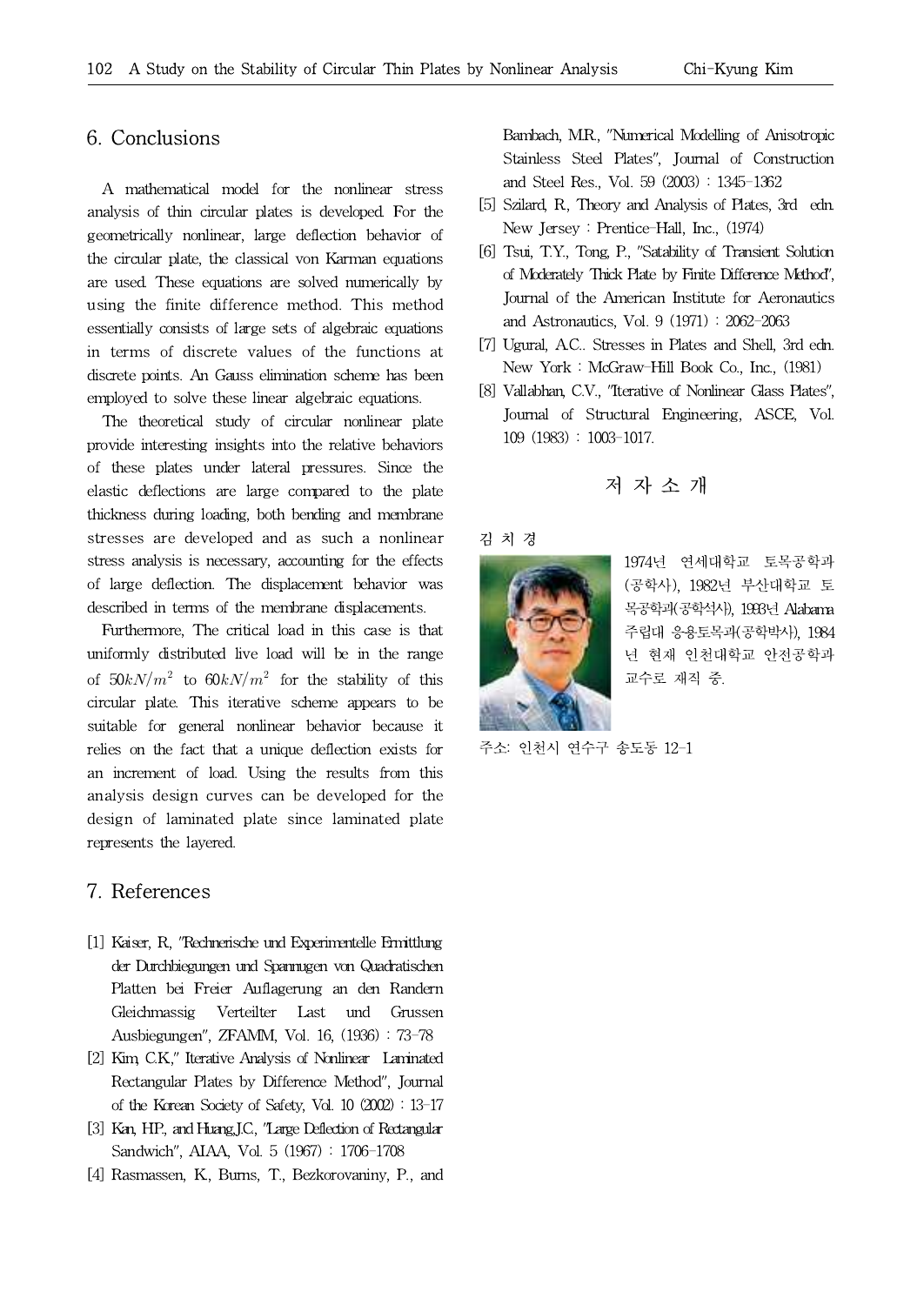## 6. Conclusions

A mathematical model for the nonlinear stress analysis of thin circular plates is developed. For the geometrically nonlinear, large deflection behavior of the circular plate, the classical von Karman equations are used. These equations are solved numerically by using the finite difference method. This method essentially consists of large sets of algebraic equations in terms of discrete values of the functions at discrete points. An Gauss elimination scheme has been employed to solve these linear algebraic equations.

The theoretical study of circular nonlinear plate provide interesting insights into the relative behaviors of these plates under lateral pressures. Since the elastic deflections are large compared to the plate thickness during loading, both bending and membrane stresses are developed and as such a nonlinear stress analysis is necessary, accounting for the effects of large deflection. The displacement behavior was described in terms of the membrane displacements.

Furthermore, The critical load in this case is that uniformly distributed live load will be in the range of $50kN/m^2$ to $60kN/m^2$ for the stability of this circular plate. This iterative scheme appears to be suitable for general nonlinear behavior because it relies on the fact that a unique deflection exists for an increment of load. Using the results from this analysis design curves can be developed for the design of laminated plate since laminated plate represents the layered.

## 7. References

[1] Kaiser, R, "Rechnerische und Experimentelle Ermittlung der Durchbiegungen und Spannugen von Quadratischen Platten bei Freier Auflagerung an den Randern Gleichmassig Verteilter Last und Grussen Ausbiegungen", ZFAMM, Vol. 16, (1936) : 73-78

[2] Kim, C.K.," Iterative Analysis of Nonlinear Laminated Rectangular Plates by Difference Method", Journal of the Korean Society of Safety, Vol. 10 (2002) : 13-17

[3] Kan, HP., and Huang,J.C., "Large Deflection of Rectangular Sandwich", AIAA, Vol. 5 (1967) : 1706-1708

[4] Rasmassen, K., Burns, T., Bezkorovaniny, P., and Bambach, M.R., "Numerical Modelling of Anisotropic Stainless Steel Plates", Journal of Construction and Steel Res., Vol. 59 (2003) : 1345-1362

[5] Szilard, R., Theory and Analysis of Plates, 3rd edn. New Jersey : Prentice-Hall, Inc., (1974)

[6] Tsui, T.Y., Tong, P., "Satability of Transient Solution of Moderately Thick Plate by Finite Difference Method", Journal of the American Institute for Aeronautics and Astronautics, Vol. 9 (1971) : 2062-2063

[7] Ugural, A.C.. Stresses in Plates and Shell, 3rd edn. New York : McGraw-Hill Book Co., Inc., (1981)

[8] Vallabhan, C.V., "Iterative of Nonlinear Glass Plates", Journal of Structural Engineering, ASCE, Vol. 109 (1983) : 1003-1017.

## 저 자 소 개

**김 치 경**

1974년 연세대학교 토목공학과(공학사), 1982년 부산대학교 토목공학과(공학석사), 1993년 Alabama 주립대 응용토목과(공학박사), 1984년 현재 인천대학교 안전공학과 교수로 재직 중.

주소: 인천시 연수구 송도동 12-1